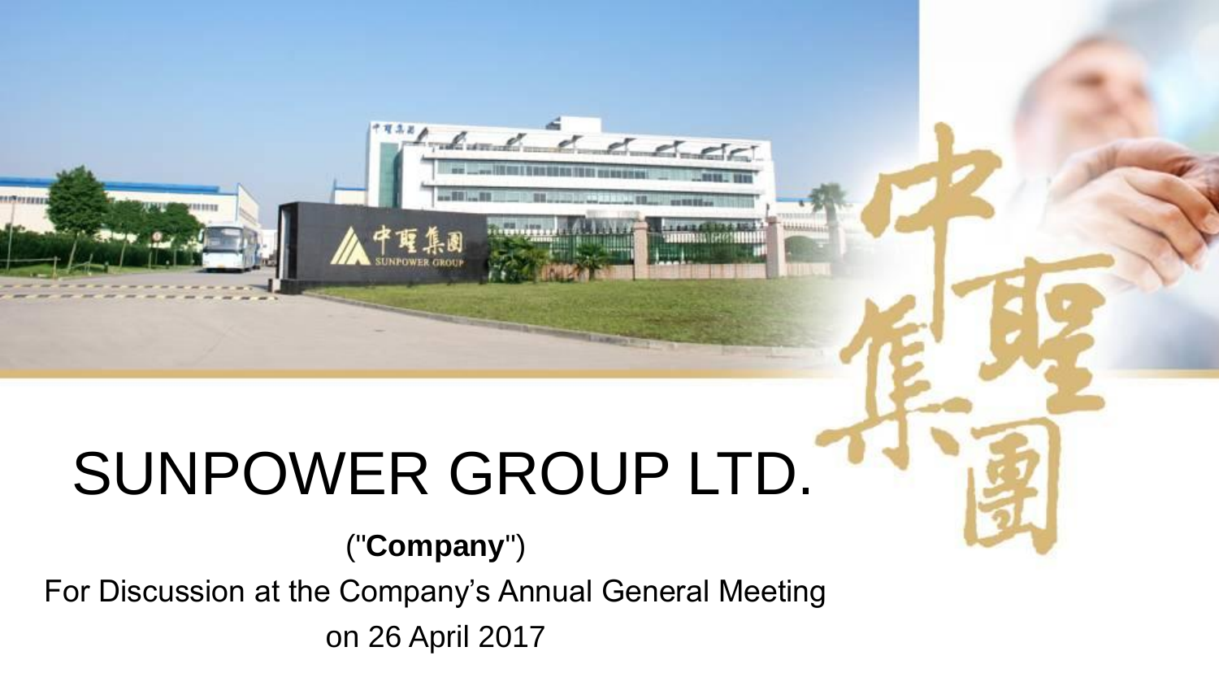# SUNPOWER GROUP LTD.

("**Company**")

For Discussion at the Company's Annual General Meeting

on 26 April 2017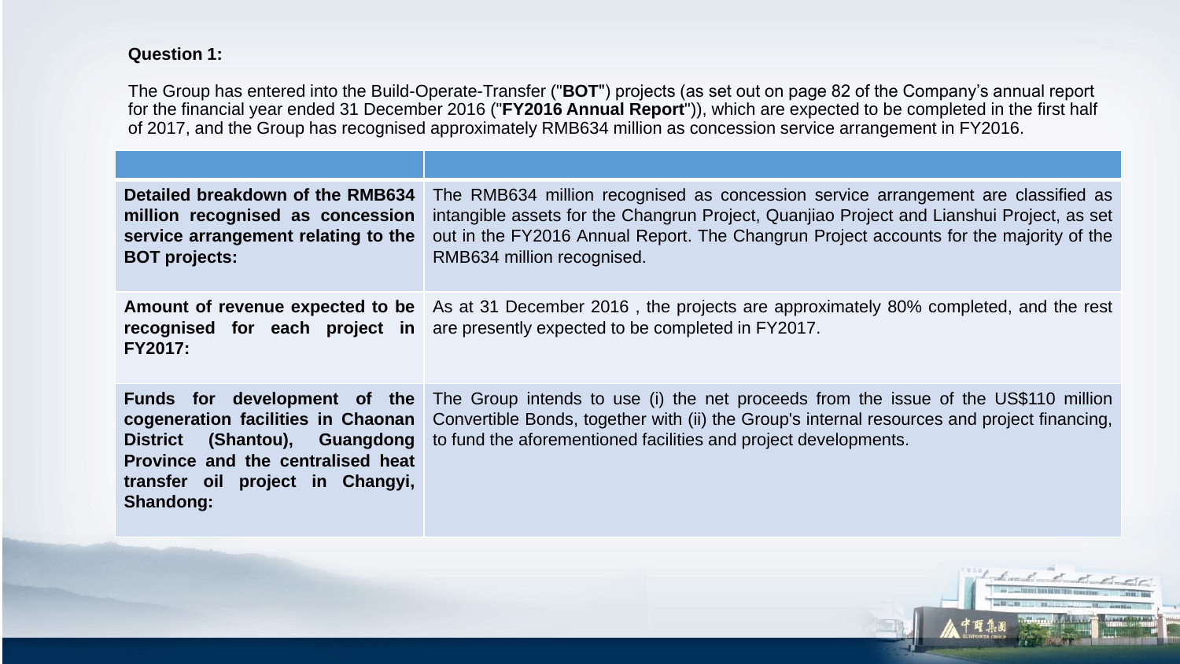**Question 1:**

The Group has entered into the Build-Operate-Transfer ("**BOT**") projects (as set out on page 82 of the Company's annual report for the financial year ended 31 December 2016 ("**FY2016 Annual Report**")), which are expected to be completed in the first half of 2017, and the Group has recognised approximately RMB634 million as concession service arrangement in FY2016.

| | |
|---|---|
| **Detailed breakdown of the RMB634 million recognised as concession service arrangement relating to the BOT projects:** | The RMB634 million recognised as concession service arrangement are classified as intangible assets for the Changrun Project, Quanjiao Project and Lianshui Project, as set out in the FY2016 Annual Report. The Changrun Project accounts for the majority of the RMB634 million recognised. |
| **Amount of revenue expected to be recognised for each project in FY2017:** | As at 31 December 2016 , the projects are approximately 80% completed, and the rest are presently expected to be completed in FY2017. |
| **Funds for development of the cogeneration facilities in Chaonan District (Shantou), Guangdong Province and the centralised heat transfer oil project in Changyi, Shandong:** | The Group intends to use (i) the net proceeds from the issue of the US$110 million Convertible Bonds, together with (ii) the Group's internal resources and project financing, to fund the aforementioned facilities and project developments. |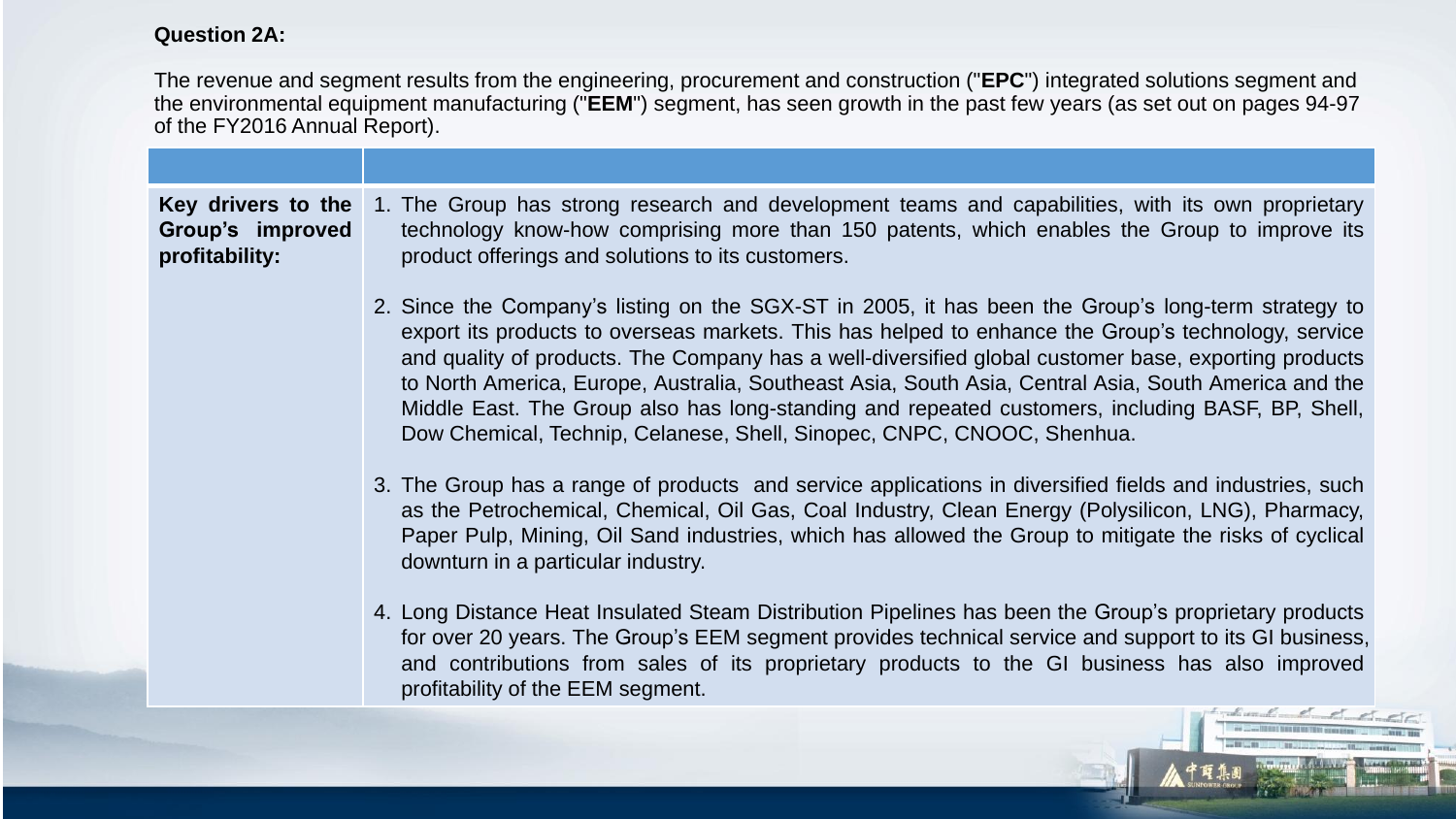**Question 2A:**

The revenue and segment results from the engineering, procurement and construction ("**EPC**") integrated solutions segment and the environmental equipment manufacturing ("**EEM**") segment, has seen growth in the past few years (as set out on pages 94-97 of the FY2016 Annual Report).

| | |
|---|---|
| **Key drivers to the Group's improved profitability:** | 1. The Group has strong research and development teams and capabilities, with its own proprietary technology know-how comprising more than 150 patents, which enables the Group to improve its product offerings and solutions to its customers.<br><br>2. Since the Company's listing on the SGX-ST in 2005, it has been the Group's long-term strategy to export its products to overseas markets. This has helped to enhance the Group's technology, service and quality of products. The Company has a well-diversified global customer base, exporting products to North America, Europe, Australia, Southeast Asia, South Asia, Central Asia, South America and the Middle East. The Group also has long-standing and repeated customers, including BASF, BP, Shell, Dow Chemical, Technip, Celanese, Shell, Sinopec, CNPC, CNOOC, Shenhua.<br><br>3. The Group has a range of products and service applications in diversified fields and industries, such as the Petrochemical, Chemical, Oil Gas, Coal Industry, Clean Energy (Polysilicon, LNG), Pharmacy, Paper Pulp, Mining, Oil Sand industries, which has allowed the Group to mitigate the risks of cyclical downturn in a particular industry.<br><br>4. Long Distance Heat Insulated Steam Distribution Pipelines has been the Group's proprietary products for over 20 years. The Group's EEM segment provides technical service and support to its GI business, and contributions from sales of its proprietary products to the GI business has also improved profitability of the EEM segment. |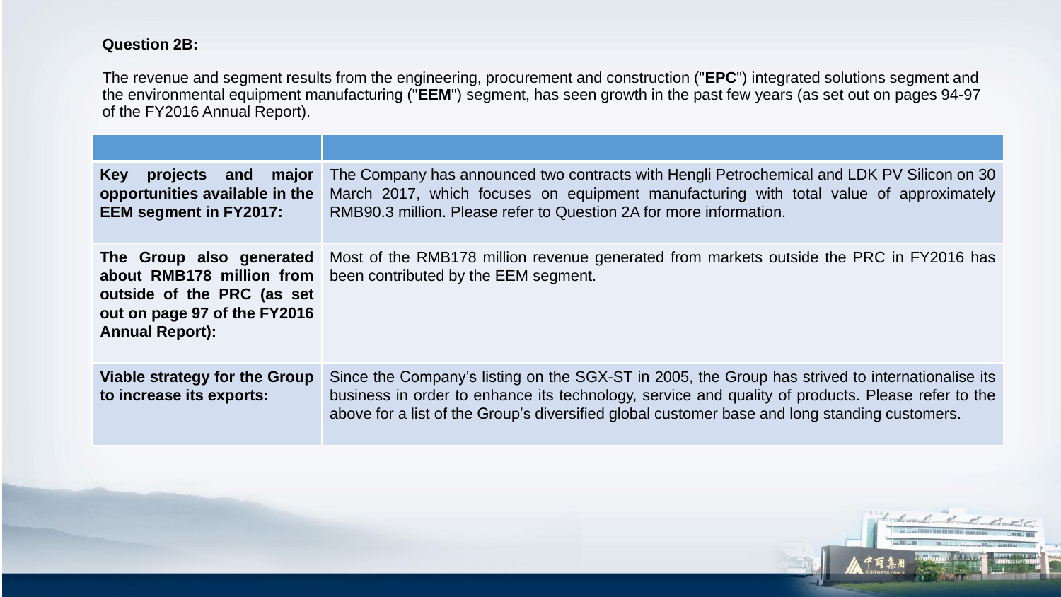**Question 2B:**

The revenue and segment results from the engineering, procurement and construction ("**EPC**") integrated solutions segment and the environmental equipment manufacturing ("**EEM**") segment, has seen growth in the past few years (as set out on pages 94-97 of the FY2016 Annual Report).

| | |
|---|---|
| **Key projects and major opportunities available in the EEM segment in FY2017:** | The Company has announced two contracts with Hengli Petrochemical and LDK PV Silicon on 30 March 2017, which focuses on equipment manufacturing with total value of approximately RMB90.3 million. Please refer to Question 2A for more information. |
| **The Group also generated about RMB178 million from outside of the PRC (as set out on page 97 of the FY2016 Annual Report):** | Most of the RMB178 million revenue generated from markets outside the PRC in FY2016 has been contributed by the EEM segment. |
| **Viable strategy for the Group to increase its exports:** | Since the Company's listing on the SGX-ST in 2005, the Group has strived to internationalise its business in order to enhance its technology, service and quality of products. Please refer to the above for a list of the Group's diversified global customer base and long standing customers. |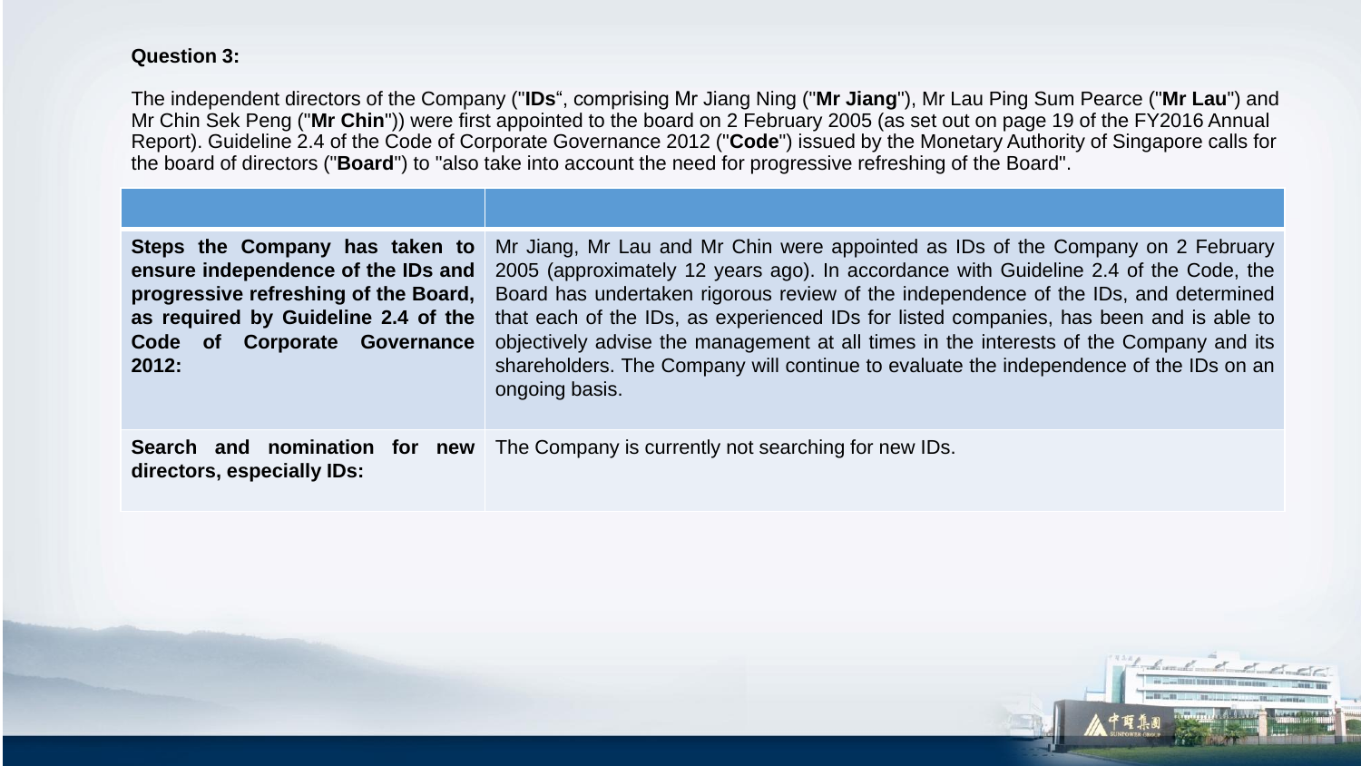**Question 3:**

The independent directors of the Company ("**IDs**", comprising Mr Jiang Ning ("**Mr Jiang**"), Mr Lau Ping Sum Pearce ("**Mr Lau**") and Mr Chin Sek Peng ("**Mr Chin**")) were first appointed to the board on 2 February 2005 (as set out on page 19 of the FY2016 Annual Report). Guideline 2.4 of the Code of Corporate Governance 2012 ("**Code**") issued by the Monetary Authority of Singapore calls for the board of directors ("**Board**") to "also take into account the need for progressive refreshing of the Board".

| | |
|---|---|
| **Steps the Company has taken to ensure independence of the IDs and progressive refreshing of the Board, as required by Guideline 2.4 of the Code of Corporate Governance 2012:** | Mr Jiang, Mr Lau and Mr Chin were appointed as IDs of the Company on 2 February 2005 (approximately 12 years ago). In accordance with Guideline 2.4 of the Code, the Board has undertaken rigorous review of the independence of the IDs, and determined that each of the IDs, as experienced IDs for listed companies, has been and is able to objectively advise the management at all times in the interests of the Company and its shareholders. The Company will continue to evaluate the independence of the IDs on an ongoing basis. |
| **Search and nomination for new directors, especially IDs:** | The Company is currently not searching for new IDs. |